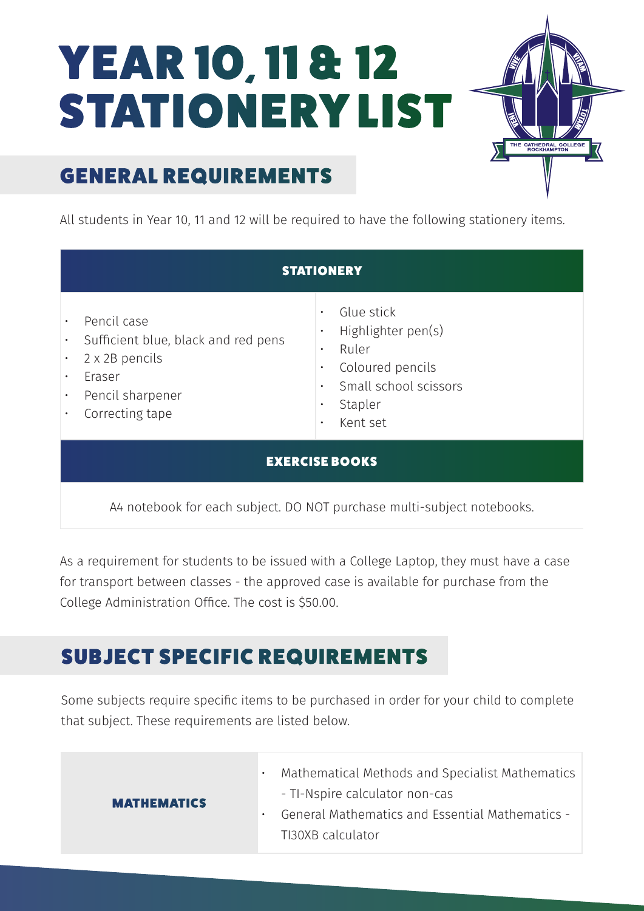# YEAR 10, 11 & 12 STATIONERY LIST

## GENERAL REQUIREMENTS

All students in Year 10, 11 and 12 will be required to have the following stationery items.

### STATIONERY

- Pencil case
- Sufficient blue, black and red pens
- 2 x 2B pencils
- Eraser
- Pencil sharpener
- Correcting tape
- Glue stick
- Highlighter pen(s)
- Ruler
- Coloured pencils
- Small school scissors
- Stapler
- Kent set

### EXERCISE BOOKS

A4 notebook for each subject. DO NOT purchase multi-subject notebooks.

As a requirement for students to be issued with a College Laptop, they must have a case for transport between classes - the approved case is available for purchase from the College Administration Office. The cost is $50.00.

## SUBJECT SPECIFIC REQUIREMENTS

Some subjects require specific items to be purchased in order for your child to complete that subject. These requirements are listed below.

| | |
|---|---|
| **MATHEMATICS** | • Mathematical Methods and Specialist Mathematics - TI-Nspire calculator non-cas<br>• General Mathematics and Essential Mathematics - TI30XB calculator |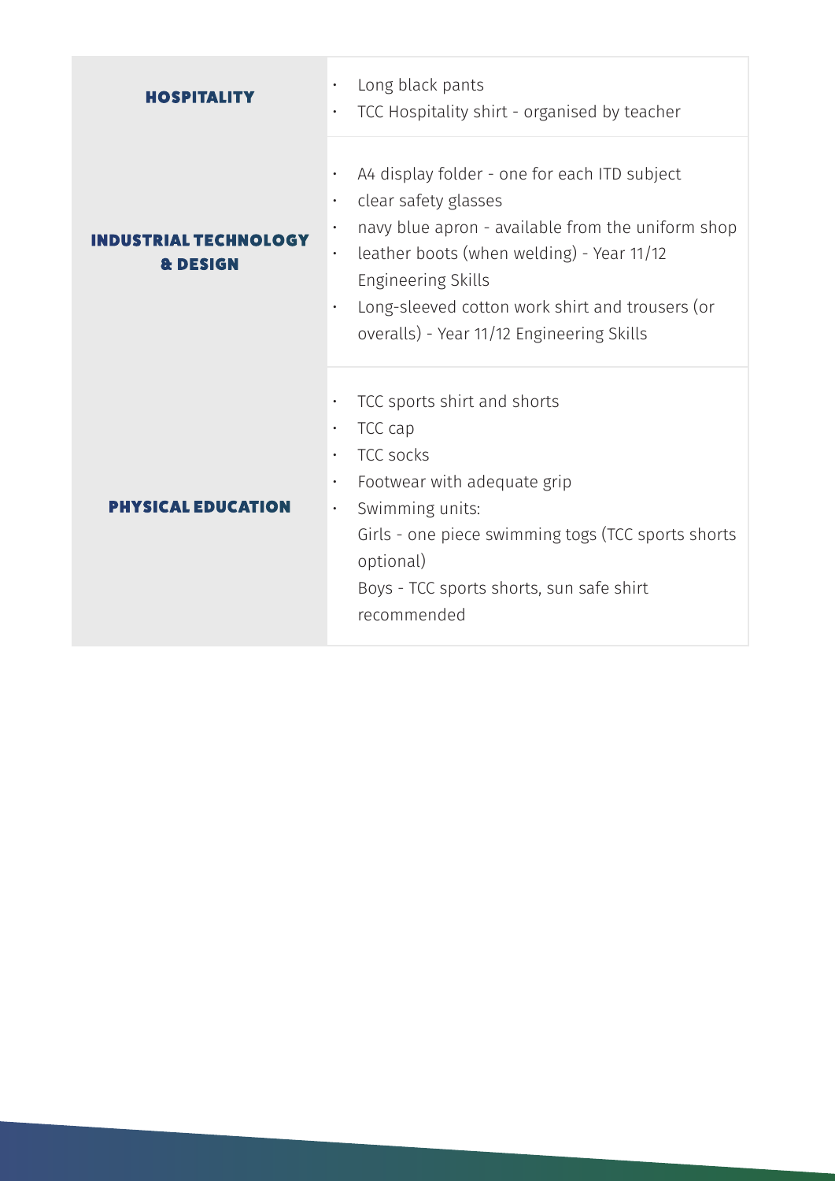| | |
|---|---|
| **HOSPITALITY** | • Long black pants<br>• TCC Hospitality shirt - organised by teacher |
| **INDUSTRIAL TECHNOLOGY & DESIGN** | • A4 display folder - one for each ITD subject<br>• clear safety glasses<br>• navy blue apron - available from the uniform shop<br>• leather boots (when welding) - Year 11/12 Engineering Skills<br>• Long-sleeved cotton work shirt and trousers (or overalls) - Year 11/12 Engineering Skills |
| **PHYSICAL EDUCATION** | • TCC sports shirt and shorts<br>• TCC cap<br>• TCC socks<br>• Footwear with adequate grip<br>• Swimming units:<br>Girls - one piece swimming togs (TCC sports shorts optional)<br>Boys - TCC sports shorts, sun safe shirt recommended |